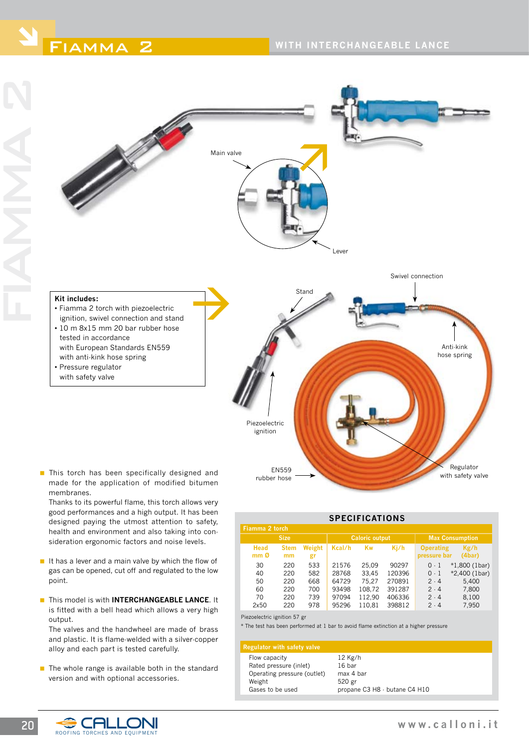# FIAMMA 2

## WITH INTERCHANGEABLE LANCE

Main valve

Lever

Stand

Swivel connection

Anti-kink hose spring

Piezoelectric ignition

EN559 rubber hose

Regulator with safety valve

**Kit includes:**
- Fiamma 2 torch with piezoelectric ignition, swivel connection and stand
- 10 m 8x15 mm 20 bar rubber hose tested in accordance with European Standards EN559 with anti-kink hose spring
- Pressure regulator with safety valve

- This torch has been specifically designed and made for the application of modified bitumen membranes.
  Thanks to its powerful flame, this torch allows very good performances and a high output. It has been designed paying the utmost attention to safety, health and environment and also taking into consideration ergonomic factors and noise levels.
- It has a lever and a main valve by which the flow of gas can be opened, cut off and regulated to the low point.
- This model is with **INTERCHANGEABLE LANCE**. It is fitted with a bell head which allows a very high output.
  The valves and the handwheel are made of brass and plastic. It is flame-welded with a silver-copper alloy and each part is tested carefully.
- The whole range is available both in the standard version and with optional accessories.

## SPECIFICATIONS

**Fiamma 2 torch**

| Size | | | Caloric output | | | Max Consumption | |
|---|---|---|---|---|---|---|---|
| Head mm Ø | Stem mm | Weight gr | Kcal/h | Kw | Kj/h | Operating pressure bar | Kg/h (4bar) |
| 30 | 220 | 533 | 21576 | 25,09 | 90297 | 0 - 1 | *1,800 (1bar) |
| 40 | 220 | 582 | 28768 | 33,45 | 120396 | 0 - 1 | *2,400 (1bar) |
| 50 | 220 | 668 | 64729 | 75,27 | 270891 | 2 - 4 | 5,400 |
| 60 | 220 | 700 | 93498 | 108,72 | 391287 | 2 - 4 | 7,800 |
| 70 | 220 | 739 | 97094 | 112,90 | 406336 | 2 - 4 | 8,100 |
| 2x50 | 220 | 978 | 95296 | 110,81 | 398812 | 2 - 4 | 7,950 |

Piezoelectric ignition 57 gr

* The test has been performed at 1 bar to avoid flame extinction at a higher pressure

**Regulator with safety valve**

| | |
|---|---|
| Flow capacity | 12 Kg/h |
| Rated pressure (inlet) | 16 bar |
| Operating pressure (outlet) | max 4 bar |
| Weight | 520 gr |
| Gases to be used | propane C3 H8 - butane C4 H10 |

CALLONI ROOFING TORCHES AND EQUIPMENT

www.calloni.it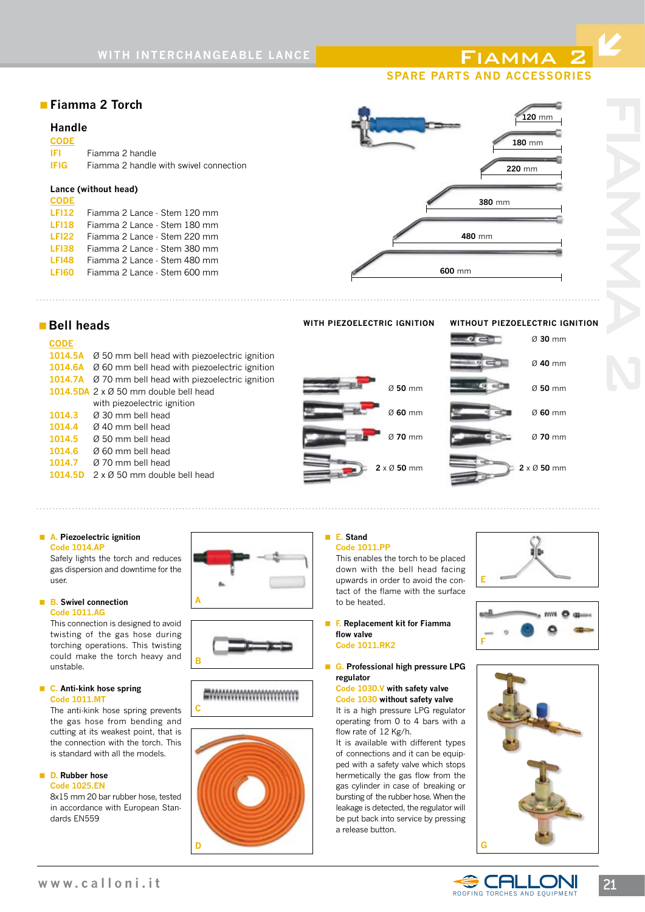## Fiamma 2 Torch

### Handle

| CODE | |
|---|---|
| IFI | Fiamma 2 handle |
| IFIG | Fiamma 2 handle with swivel connection |

### Lance (without head)

| CODE | |
|---|---|
| LFI12 | Fiamma 2 Lance - Stem 120 mm |
| LFI18 | Fiamma 2 Lance - Stem 180 mm |
| LFI22 | Fiamma 2 Lance - Stem 220 mm |
| LFI38 | Fiamma 2 Lance - Stem 380 mm |
| LFI48 | Fiamma 2 Lance - Stem 480 mm |
| LFI60 | Fiamma 2 Lance - Stem 600 mm |

120 mm
180 mm
220 mm
380 mm
480 mm
600 mm

## Bell heads

| CODE | |
|---|---|
| 1014.5A | Ø 50 mm bell head with piezoelectric ignition |
| 1014.6A | Ø 60 mm bell head with piezoelectric ignition |
| 1014.7A | Ø 70 mm bell head with piezoelectric ignition |
| 1014.5DA | 2 x Ø 50 mm double bell head with piezoelectric ignition |
| 1014.3 | Ø 30 mm bell head |
| 1014.4 | Ø 40 mm bell head |
| 1014.5 | Ø 50 mm bell head |
| 1014.6 | Ø 60 mm bell head |
| 1014.7 | Ø 70 mm bell head |
| 1014.5D | 2 x Ø 50 mm double bell head |

WITH PIEZOELECTRIC IGNITION
Ø 50 mm
Ø 60 mm
Ø 70 mm
2 x Ø 50 mm

WITHOUT PIEZOELECTRIC IGNITION
Ø 30 mm
Ø 40 mm
Ø 50 mm
Ø 60 mm
Ø 70 mm
2 x Ø 50 mm

- **A. Piezoelectric ignition**
  Code 1014.AP
  Safely lights the torch and reduces gas dispersion and downtime for the user.

- **B. Swivel connection**
  Code 1011.AG
  This connection is designed to avoid twisting of the gas hose during torching operations. This twisting could make the torch heavy and unstable.

- **C. Anti-kink hose spring**
  Code 1011.MT
  The anti-kink hose spring prevents the gas hose from bending and cutting at its weakest point, that is the connection with the torch. This is standard with all the models.

- **D. Rubber hose**
  Code 1025.EN
  8x15 mm 20 bar rubber hose, tested in accordance with European Standards EN559

- **E. Stand**
  Code 1011.PP
  This enables the torch to be placed down with the bell head facing upwards in order to avoid the contact of the flame with the surface to be heated.

- **F. Replacement kit for Fiamma flow valve**
  Code 1011.RK2

- **G. Professional high pressure LPG regulator**
  Code 1030.V **with safety valve**
  Code 1030 **without safety valve**
  It is a high pressure LPG regulator operating from 0 to 4 bars with a flow rate of 12 Kg/h.
  It is available with different types of connections and it can be equipped with a safety valve which stops hermetically the gas flow from the gas cylinder in case of breaking or bursting of the rubber hose. When the leakage is detected, the regulator will be put back into service by pressing a release button.

A
B
C
D
E
F
G